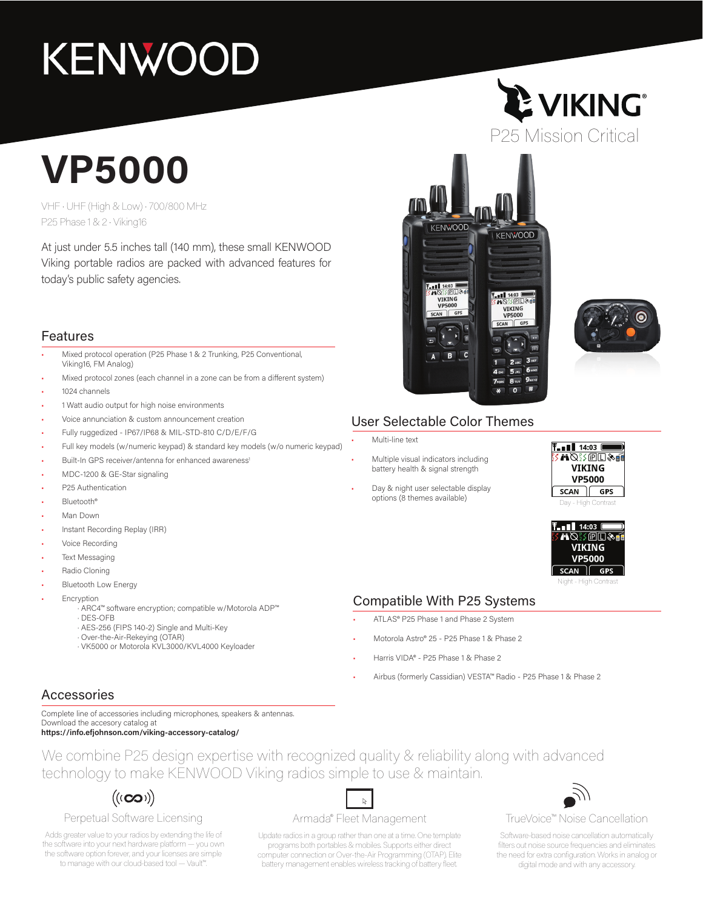# KENWOOD

VIKING®
P25 Mission Critical

# VP5000

VHF · UHF (High & Low) · 700/800 MHz
P25 Phase 1 & 2 · Viking16

At just under 5.5 inches tall (140 mm), these small KENWOOD Viking portable radios are packed with advanced features for today's public safety agencies.

## Features

- Mixed protocol operation (P25 Phase 1 & 2 Trunking, P25 Conventional, Viking16, FM Analog)
- Mixed protocol zones (each channel in a zone can be from a different system)
- 1024 channels
- 1 Watt audio output for high noise environments
- Voice annunciation & custom announcement creation
- Fully ruggedized - IP67/IP68 & MIL-STD-810 C/D/E/F/G
- Full key models (w/numeric keypad) & standard key models (w/o numeric keypad)
- Built-In GPS receiver/antenna for enhanced awareness[1]
- MDC-1200 & GE-Star signaling
- P25 Authentication
- Bluetooth®
- Man Down
- Instant Recording Replay (IRR)
- Voice Recording
- Text Messaging
- Radio Cloning
- Bluetooth Low Energy
- Encryption
  - ARC4™ software encryption; compatible w/Motorola ADP™
  - DES-OFB
  - AES-256 (FIPS 140-2) Single and Multi-Key
  - Over-the-Air-Rekeying (OTAR)
  - VK5000 or Motorola KVL3000/KVL4000 Keyloader

## User Selectable Color Themes

- Multi-line text
- Multiple visual indicators including battery health & signal strength
- Day & night user selectable display options (8 themes available)

Day - High Contrast

Night - High Contrast

## Compatible With P25 Systems

- ATLAS® P25 Phase 1 and Phase 2 System
- Motorola Astro® 25 - P25 Phase 1 & Phase 2
- Harris VIDA® - P25 Phase 1 & Phase 2
- Airbus (formerly Cassidian) VESTA™ Radio - P25 Phase 1 & Phase 2

## Accessories

Complete line of accessories including microphones, speakers & antennas.
Download the accesory catalog at
**https://info.efjohnson.com/viking-accessory-catalog/**

We combine P25 design expertise with recognized quality & reliability along with advanced technology to make KENWOOD Viking radios simple to use & maintain.

### Perpetual Software Licensing

Adds greater value to your radios by extending the life of the software into your next hardware platform — you own the software option forever, and your licenses are simple to manage with our cloud-based tool — Vault™.

### Armada® Fleet Management

Update radios in a group rather than one at a time. One template programs both portables & mobiles. Supports either direct computer connection or Over-the-Air Programming (OTAP). Elite battery management enables wireless tracking of battery fleet.

### TrueVoice™ Noise Cancellation

Software-based noise cancellation automatically filters out noise source frequencies and eliminates the need for extra configuration. Works in analog or digital mode and with any accessory.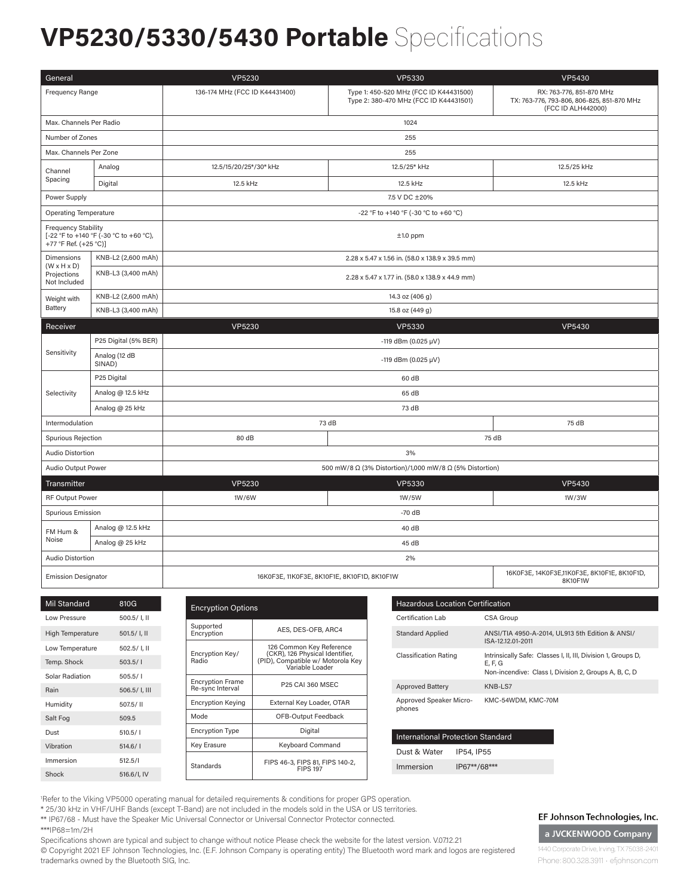# VP5230/5330/5430 Portable Specifications

| General | | VP5230 | VP5330 | VP5430 |
|---|---|---|---|---|
| Frequency Range | | 136-174 MHz (FCC ID K44431400) | Type 1: 450-520 MHz (FCC ID K44431500)<br>Type 2: 380-470 MHz (FCC ID K44431501) | RX: 763-776, 851-870 MHz<br>TX: 763-776, 793-806, 806-825, 851-870 MHz<br>(FCC ID ALH442000) |
| Max. Channels Per Radio | | 1024 | | |
| Number of Zones | | 255 | | |
| Max. Channels Per Zone | | 255 | | |
| Channel Spacing | Analog | 12.5/15/20/25*/30* kHz | 12.5/25* kHz | 12.5/25 kHz |
| | Digital | 12.5 kHz | 12.5 kHz | 12.5 kHz |
| Power Supply | | 7.5 V DC ±20% | | |
| Operating Temperature | | -22 °F to +140 °F (-30 °C to +60 °C) | | |
| Frequency Stability [-22 °F to +140 °F (-30 °C to +60 °C), +77 °F Ref. (+25 °C)] | | ±1.0 ppm | | |
| Dimensions (W x H x D) Projections Not Included | KNB-L2 (2,600 mAh) | 2.28 x 5.47 x 1.56 in. (58.0 x 138.9 x 39.5 mm) | | |
| | KNB-L3 (3,400 mAh) | 2.28 x 5.47 x 1.77 in. (58.0 x 138.9 x 44.9 mm) | | |
| Weight with Battery | KNB-L2 (2,600 mAh) | 14.3 oz (406 g) | | |
| | KNB-L3 (3,400 mAh) | 15.8 oz (449 g) | | |

| Receiver | | VP5230 | VP5330 | VP5430 |
|---|---|---|---|---|
| Sensitivity | P25 Digital (5% BER) | -119 dBm (0.025 µV) | | |
| | Analog (12 dB SINAD) | -119 dBm (0.025 µV) | | |
| Selectivity | P25 Digital | 60 dB | | |
| | Analog @ 12.5 kHz | 65 dB | | |
| | Analog @ 25 kHz | 73 dB | | |
| Intermodulation | | 73 dB | | 75 dB |
| Spurious Rejection | | 80 dB | 75 dB | |
| Audio Distortion | | 3% | | |
| Audio Output Power | | 500 mW/8 Ω (3% Distortion)/1,000 mW/8 Ω (5% Distortion) | | |

| Transmitter | | VP5230 | VP5330 | VP5430 |
|---|---|---|---|---|
| RF Output Power | | 1W/6W | 1W/5W | 1W/3W |
| Spurious Emission | | -70 dB | | |
| FM Hum & Noise | Analog @ 12.5 kHz | 40 dB | | |
| | Analog @ 25 kHz | 45 dB | | |
| Audio Distortion | | 2% | | |
| Emission Designator | | 16K0F3E, 11K0F3E, 8K10F1E, 8K10F1D, 8K10F1W | | 16K0F3E, 14K0F3E,11K0F3E, 8K10F1E, 8K10F1D, 8K10F1W |

| Mil Standard | 810G |
|---|---|
| Low Pressure | 500.5/ I, II |
| High Temperature | 501.5/ I, II |
| Low Temperature | 502.5/ I, II |
| Temp. Shock | 503.5/ I |
| Solar Radiation | 505.5/ I |
| Rain | 506.5/ I, III |
| Humidity | 507.5/ II |
| Salt Fog | 509.5 |
| Dust | 510.5/ I |
| Vibration | 514.6/ I |
| Immersion | 512.5/I |
| Shock | 516.6/I, IV |

| Encryption Options | |
|---|---|
| Supported Encryption | AES, DES-OFB, ARC4 |
| Encryption Key/Radio | 126 Common Key Reference (CKR), 126 Physical Identifier, (PID), Compatible w/ Motorola Key Variable Loader |
| Encryption Frame Re-sync Interval | P25 CAI 360 MSEC |
| Encryption Keying | External Key Loader, OTAR |
| Mode | OFB-Output Feedback |
| Encryption Type | Digital |
| Key Erasure | Keyboard Command |
| Standards | FIPS 46-3, FIPS 81, FIPS 140-2, FIPS 197 |

| Hazardous Location Certification | |
|---|---|
| Certification Lab | CSA Group |
| Standard Applied | ANSI/TIA 4950-A-2014, UL913 5th Edition & ANSI/ISA-12.12.01-2011 |
| Classification Rating | Intrinsically Safe: Classes I, II, III, Division 1, Groups D, E, F, G<br>Non-incendive: Class I, Division 2, Groups A, B, C, D |
| Approved Battery | KNB-LS7 |
| Approved Speaker Microphones | KMC-54WDM, KMC-70M |

| International Protection Standard | |
|---|---|
| Dust & Water | IP54, IP55 |
| Immersion | IP67**/68*** |

[1]Refer to the Viking VP5000 operating manual for detailed requirements & conditions for proper GPS operation.
* 25/30 kHz in VHF/UHF Bands (except T-Band) are not included in the models sold in the USA or US territories.
** IP67/68 - Must have the Speaker Mic Universal Connector or Universal Connector Protector connected.
***IP68=1m/2H
Specifications shown are typical and subject to change without notice Please check the website for the latest version. V.07.12.21
© Copyright 2021 EF Johnson Technologies, Inc. (E.F. Johnson Company is operating entity) The Bluetooth word mark and logos are registered trademarks owned by the Bluetooth SIG, Inc.

EF Johnson Technologies, Inc.
a JVCKENWOOD Company
1440 Corporate Drive, Irving, TX 75038-2401
Phone: 800.328.3911 · efjohnson.com